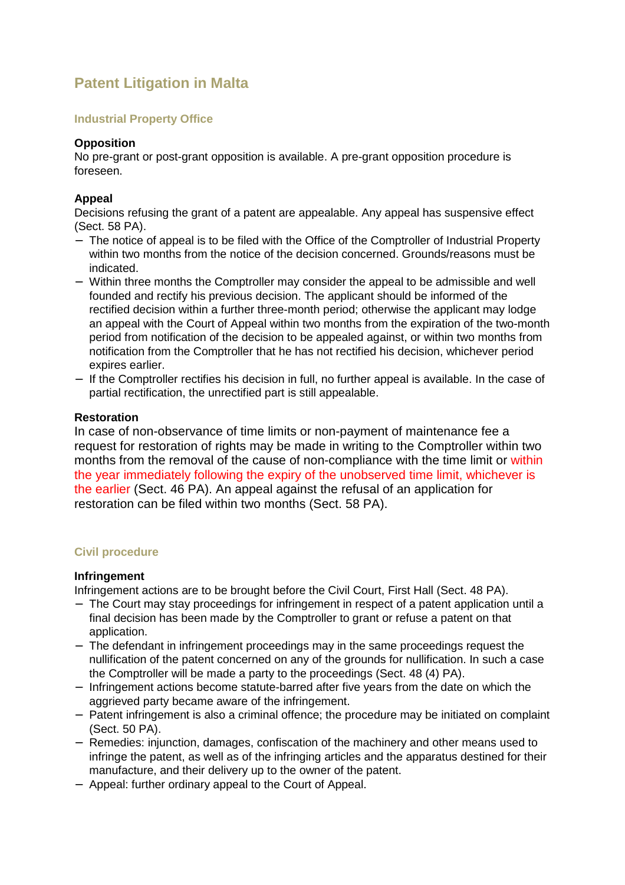# Patent Litigation in Malta

## Industrial Property Office

### Opposition

No pre-grant or post-grant opposition is available. A pre-grant opposition procedure is foreseen.

### Appeal

Decisions refusing the grant of a patent are appealable. Any appeal has suspensive effect (Sect. 58 PA).

- The notice of appeal is to be filed with the Office of the Comptroller of Industrial Property within two months from the notice of the decision concerned. Grounds/reasons must be indicated.
- Within three months the Comptroller may consider the appeal to be admissible and well founded and rectify his previous decision. The applicant should be informed of the rectified decision within a further three-month period; otherwise the applicant may lodge an appeal with the Court of Appeal within two months from the expiration of the two-month period from notification of the decision to be appealed against, or within two months from notification from the Comptroller that he has not rectified his decision, whichever period expires earlier.
- If the Comptroller rectifies his decision in full, no further appeal is available. In the case of partial rectification, the unrectified part is still appealable.

### Restoration

In case of non-observance of time limits or non-payment of maintenance fee a request for restoration of rights may be made in writing to the Comptroller within two months from the removal of the cause of non-compliance with the time limit or within the year immediately following the expiry of the unobserved time limit, whichever is the earlier (Sect. 46 PA). An appeal against the refusal of an application for restoration can be filed within two months (Sect. 58 PA).

## Civil procedure

### Infringement

Infringement actions are to be brought before the Civil Court, First Hall (Sect. 48 PA).

- The Court may stay proceedings for infringement in respect of a patent application until a final decision has been made by the Comptroller to grant or refuse a patent on that application.
- The defendant in infringement proceedings may in the same proceedings request the nullification of the patent concerned on any of the grounds for nullification. In such a case the Comptroller will be made a party to the proceedings (Sect. 48 (4) PA).
- Infringement actions become statute-barred after five years from the date on which the aggrieved party became aware of the infringement.
- Patent infringement is also a criminal offence; the procedure may be initiated on complaint (Sect. 50 PA).
- Remedies: injunction, damages, confiscation of the machinery and other means used to infringe the patent, as well as of the infringing articles and the apparatus destined for their manufacture, and their delivery up to the owner of the patent.
- Appeal: further ordinary appeal to the Court of Appeal.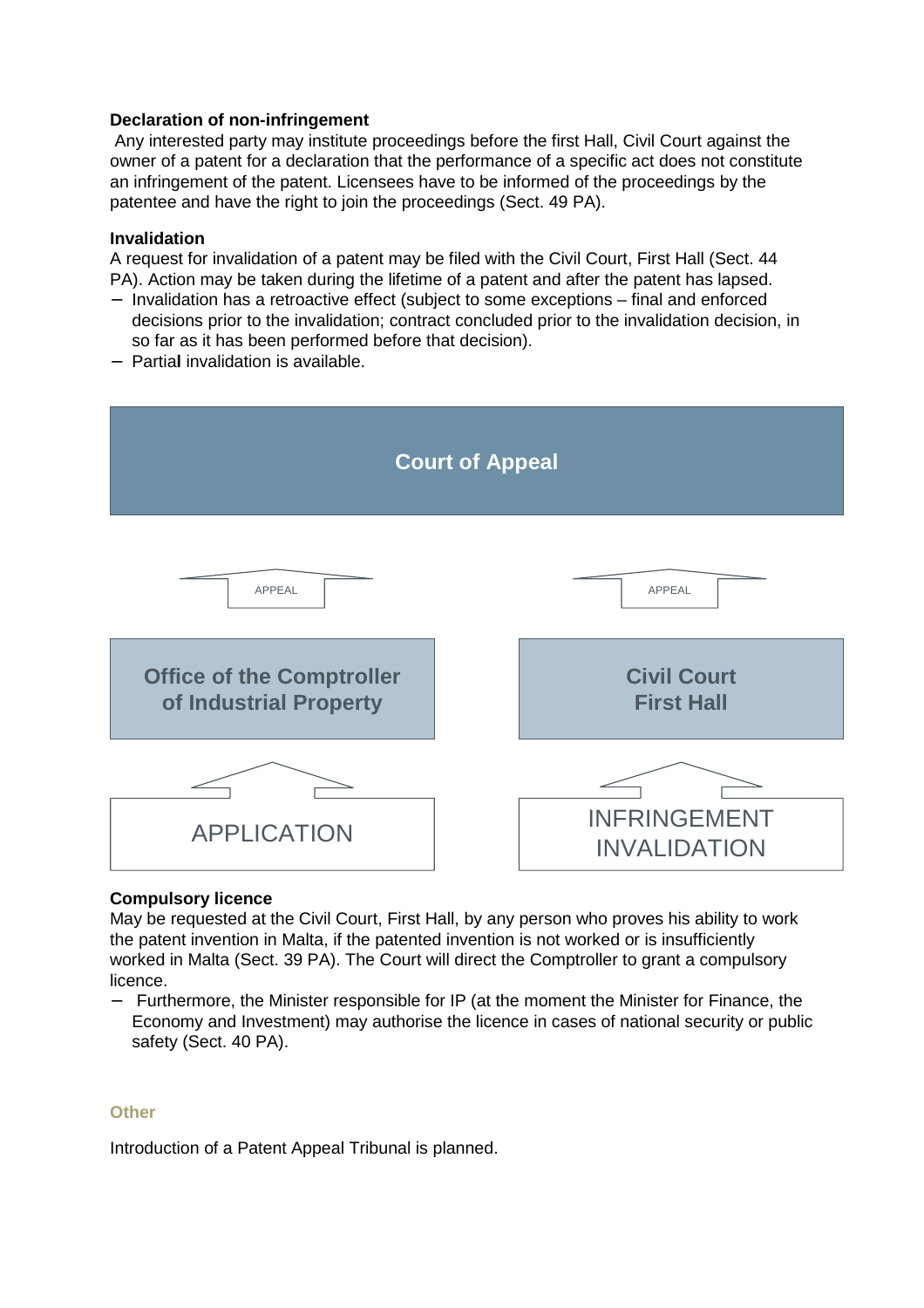**Declaration of non-infringement**

Any interested party may institute proceedings before the first Hall, Civil Court against the owner of a patent for a declaration that the performance of a specific act does not constitute an infringement of the patent. Licensees have to be informed of the proceedings by the patentee and have the right to join the proceedings (Sect. 49 PA).

**Invalidation**

A request for invalidation of a patent may be filed with the Civil Court, First Hall (Sect. 44 PA). Action may be taken during the lifetime of a patent and after the patent has lapsed.

- Invalidation has a retroactive effect (subject to some exceptions – final and enforced decisions prior to the invalidation; contract concluded prior to the invalidation decision, in so far as it has been performed before that decision).
- Partial invalidation is available.

Court of Appeal

APPEAL | APPEAL

Office of the Comptroller of Industrial Property | Civil Court First Hall

APPLICATION | INFRINGEMENT INVALIDATION

**Compulsory licence**

May be requested at the Civil Court, First Hall, by any person who proves his ability to work the patent invention in Malta, if the patented invention is not worked or is insufficiently worked in Malta (Sect. 39 PA). The Court will direct the Comptroller to grant a compulsory licence.

- Furthermore, the Minister responsible for IP (at the moment the Minister for Finance, the Economy and Investment) may authorise the licence in cases of national security or public safety (Sect. 40 PA).

## Other

Introduction of a Patent Appeal Tribunal is planned.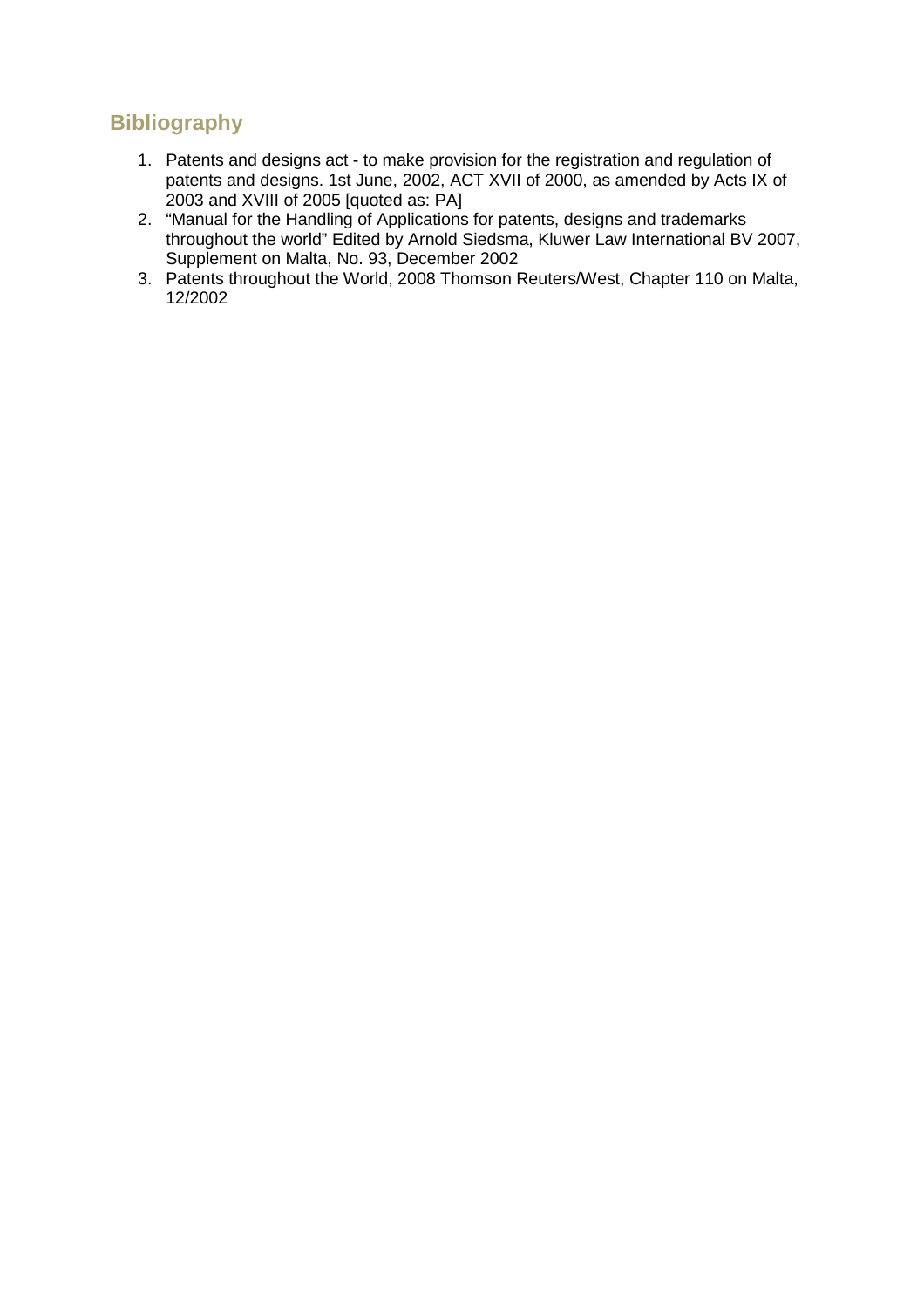## Bibliography

1. Patents and designs act - to make provision for the registration and regulation of patents and designs. 1st June, 2002, ACT XVII of 2000, as amended by Acts IX of 2003 and XVIII of 2005 [quoted as: PA]
2. "Manual for the Handling of Applications for patents, designs and trademarks throughout the world" Edited by Arnold Siedsma, Kluwer Law International BV 2007, Supplement on Malta, No. 93, December 2002
3. Patents throughout the World, 2008 Thomson Reuters/West, Chapter 110 on Malta, 12/2002